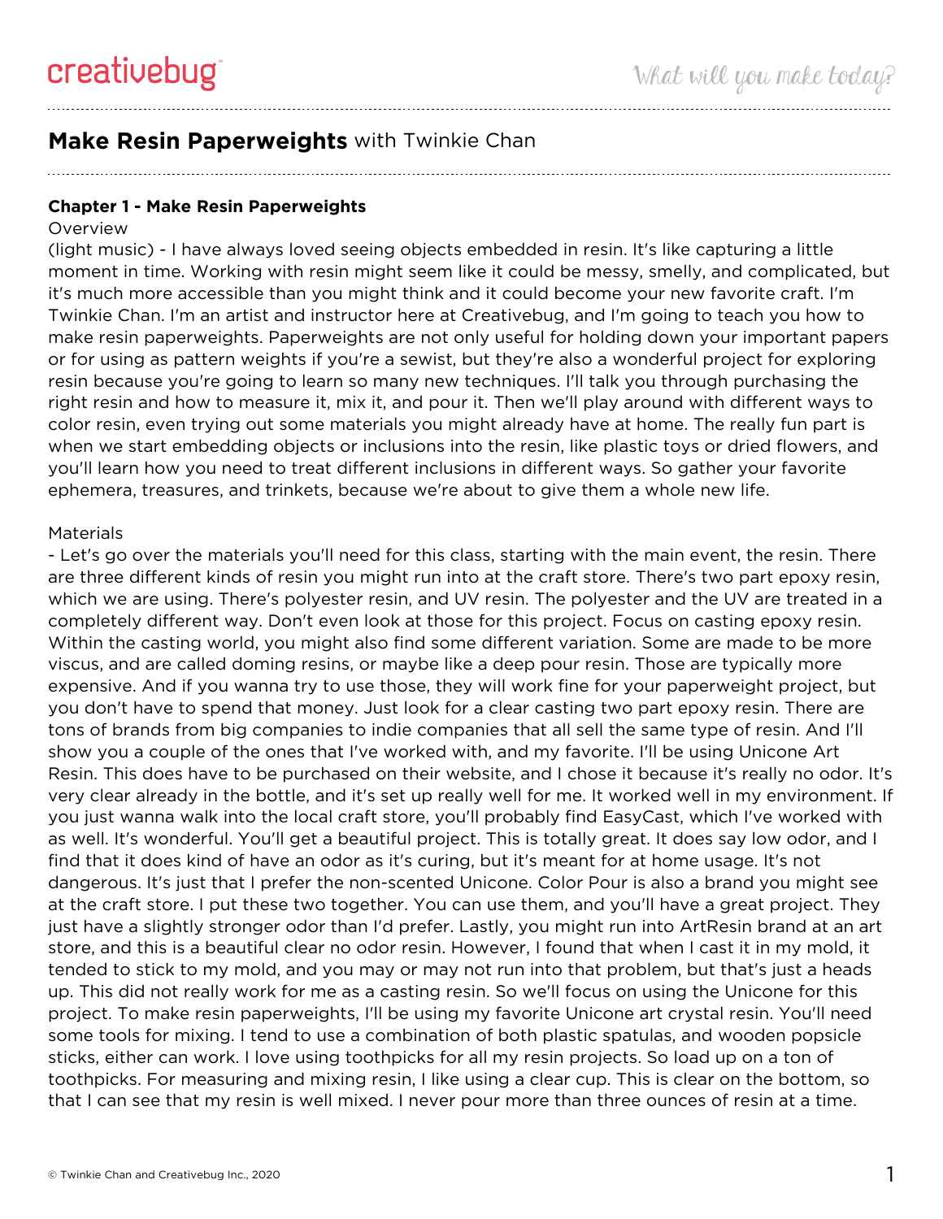# Make Resin Paperweights with Twinkie Chan

### Chapter 1 - Make Resin Paperweights

Overview

(light music) - I have always loved seeing objects embedded in resin. It's like capturing a little moment in time. Working with resin might seem like it could be messy, smelly, and complicated, but it's much more accessible than you might think and it could become your new favorite craft. I'm Twinkie Chan. I'm an artist and instructor here at Creativebug, and I'm going to teach you how to make resin paperweights. Paperweights are not only useful for holding down your important papers or for using as pattern weights if you're a sewist, but they're also a wonderful project for exploring resin because you're going to learn so many new techniques. I'll talk you through purchasing the right resin and how to measure it, mix it, and pour it. Then we'll play around with different ways to color resin, even trying out some materials you might already have at home. The really fun part is when we start embedding objects or inclusions into the resin, like plastic toys or dried flowers, and you'll learn how you need to treat different inclusions in different ways. So gather your favorite ephemera, treasures, and trinkets, because we're about to give them a whole new life.

Materials

- Let's go over the materials you'll need for this class, starting with the main event, the resin. There are three different kinds of resin you might run into at the craft store. There's two part epoxy resin, which we are using. There's polyester resin, and UV resin. The polyester and the UV are treated in a completely different way. Don't even look at those for this project. Focus on casting epoxy resin. Within the casting world, you might also find some different variation. Some are made to be more viscus, and are called doming resins, or maybe like a deep pour resin. Those are typically more expensive. And if you wanna try to use those, they will work fine for your paperweight project, but you don't have to spend that money. Just look for a clear casting two part epoxy resin. There are tons of brands from big companies to indie companies that all sell the same type of resin. And I'll show you a couple of the ones that I've worked with, and my favorite. I'll be using Unicone Art Resin. This does have to be purchased on their website, and I chose it because it's really no odor. It's very clear already in the bottle, and it's set up really well for me. It worked well in my environment. If you just wanna walk into the local craft store, you'll probably find EasyCast, which I've worked with as well. It's wonderful. You'll get a beautiful project. This is totally great. It does say low odor, and I find that it does kind of have an odor as it's curing, but it's meant for at home usage. It's not dangerous. It's just that I prefer the non-scented Unicone. Color Pour is also a brand you might see at the craft store. I put these two together. You can use them, and you'll have a great project. They just have a slightly stronger odor than I'd prefer. Lastly, you might run into ArtResin brand at an art store, and this is a beautiful clear no odor resin. However, I found that when I cast it in my mold, it tended to stick to my mold, and you may or may not run into that problem, but that's just a heads up. This did not really work for me as a casting resin. So we'll focus on using the Unicone for this project. To make resin paperweights, I'll be using my favorite Unicone art crystal resin. You'll need some tools for mixing. I tend to use a combination of both plastic spatulas, and wooden popsicle sticks, either can work. I love using toothpicks for all my resin projects. So load up on a ton of toothpicks. For measuring and mixing resin, I like using a clear cup. This is clear on the bottom, so that I can see that my resin is well mixed. I never pour more than three ounces of resin at a time.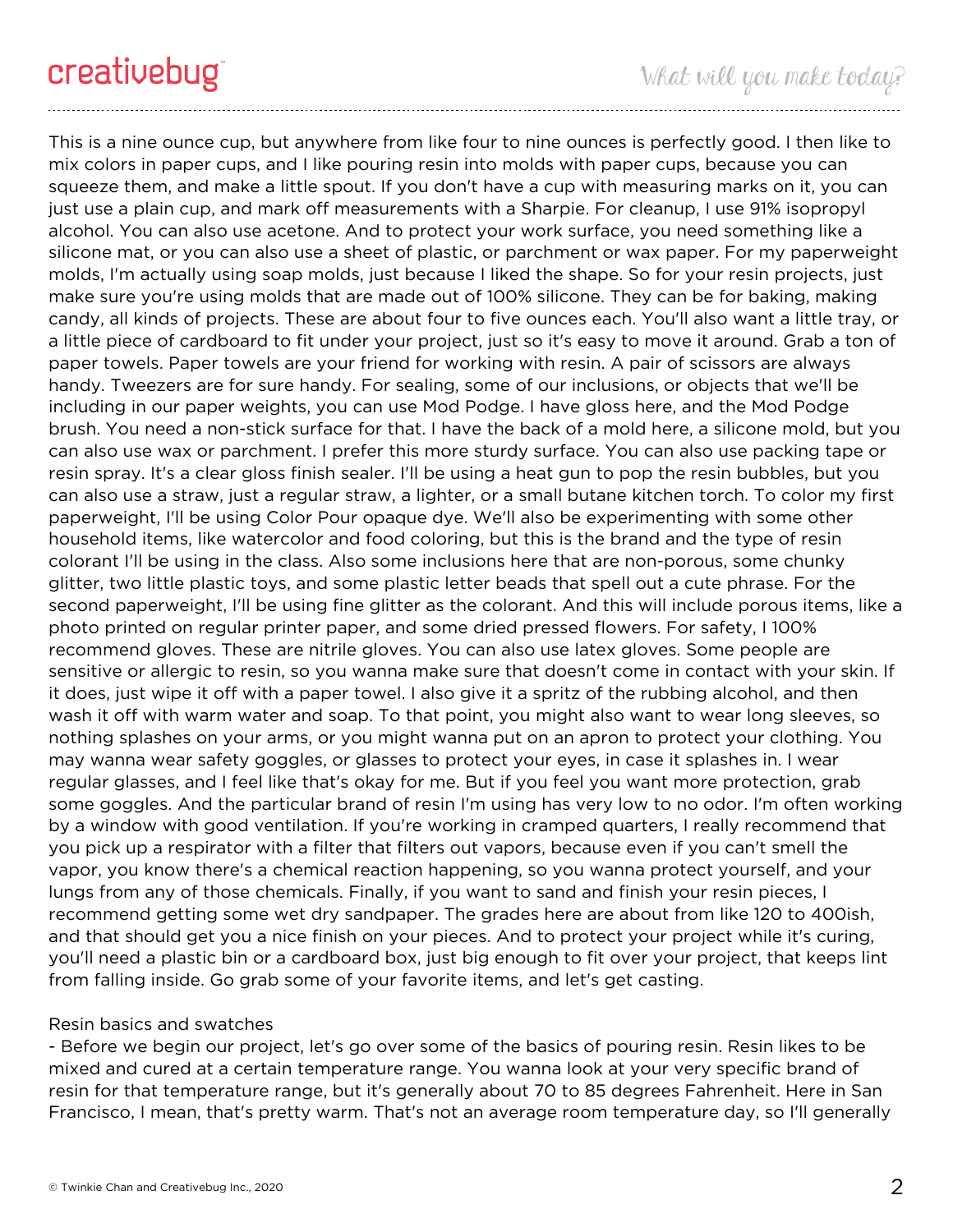This is a nine ounce cup, but anywhere from like four to nine ounces is perfectly good. I then like to mix colors in paper cups, and I like pouring resin into molds with paper cups, because you can squeeze them, and make a little spout. If you don't have a cup with measuring marks on it, you can just use a plain cup, and mark off measurements with a Sharpie. For cleanup, I use 91% isopropyl alcohol. You can also use acetone. And to protect your work surface, you need something like a silicone mat, or you can also use a sheet of plastic, or parchment or wax paper. For my paperweight molds, I'm actually using soap molds, just because I liked the shape. So for your resin projects, just make sure you're using molds that are made out of 100% silicone. They can be for baking, making candy, all kinds of projects. These are about four to five ounces each. You'll also want a little tray, or a little piece of cardboard to fit under your project, just so it's easy to move it around. Grab a ton of paper towels. Paper towels are your friend for working with resin. A pair of scissors are always handy. Tweezers are for sure handy. For sealing, some of our inclusions, or objects that we'll be including in our paper weights, you can use Mod Podge. I have gloss here, and the Mod Podge brush. You need a non-stick surface for that. I have the back of a mold here, a silicone mold, but you can also use wax or parchment. I prefer this more sturdy surface. You can also use packing tape or resin spray. It's a clear gloss finish sealer. I'll be using a heat gun to pop the resin bubbles, but you can also use a straw, just a regular straw, a lighter, or a small butane kitchen torch. To color my first paperweight, I'll be using Color Pour opaque dye. We'll also be experimenting with some other household items, like watercolor and food coloring, but this is the brand and the type of resin colorant I'll be using in the class. Also some inclusions here that are non-porous, some chunky glitter, two little plastic toys, and some plastic letter beads that spell out a cute phrase. For the second paperweight, I'll be using fine glitter as the colorant. And this will include porous items, like a photo printed on regular printer paper, and some dried pressed flowers. For safety, I 100% recommend gloves. These are nitrile gloves. You can also use latex gloves. Some people are sensitive or allergic to resin, so you wanna make sure that doesn't come in contact with your skin. If it does, just wipe it off with a paper towel. I also give it a spritz of the rubbing alcohol, and then wash it off with warm water and soap. To that point, you might also want to wear long sleeves, so nothing splashes on your arms, or you might wanna put on an apron to protect your clothing. You may wanna wear safety goggles, or glasses to protect your eyes, in case it splashes in. I wear regular glasses, and I feel like that's okay for me. But if you feel you want more protection, grab some goggles. And the particular brand of resin I'm using has very low to no odor. I'm often working by a window with good ventilation. If you're working in cramped quarters, I really recommend that you pick up a respirator with a filter that filters out vapors, because even if you can't smell the vapor, you know there's a chemical reaction happening, so you wanna protect yourself, and your lungs from any of those chemicals. Finally, if you want to sand and finish your resin pieces, I recommend getting some wet dry sandpaper. The grades here are about from like 120 to 400ish, and that should get you a nice finish on your pieces. And to protect your project while it's curing, you'll need a plastic bin or a cardboard box, just big enough to fit over your project, that keeps lint from falling inside. Go grab some of your favorite items, and let's get casting.

Resin basics and swatches

- Before we begin our project, let's go over some of the basics of pouring resin. Resin likes to be mixed and cured at a certain temperature range. You wanna look at your very specific brand of resin for that temperature range, but it's generally about 70 to 85 degrees Fahrenheit. Here in San Francisco, I mean, that's pretty warm. That's not an average room temperature day, so I'll generally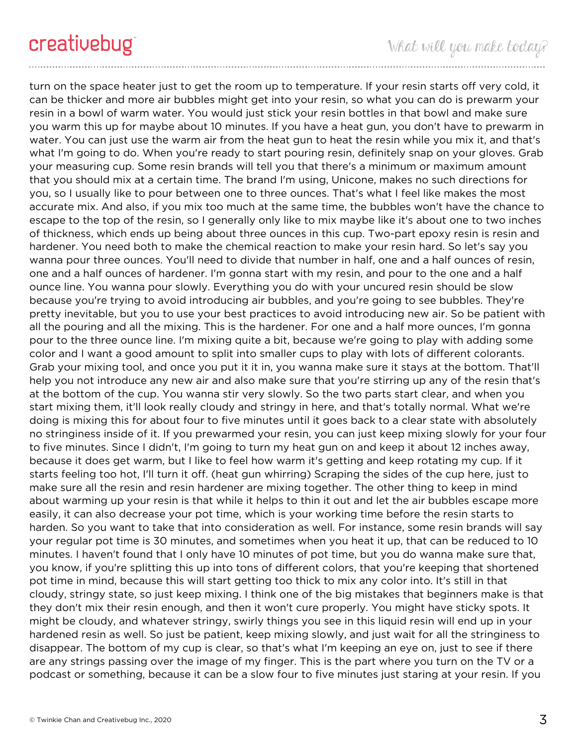turn on the space heater just to get the room up to temperature. If your resin starts off very cold, it can be thicker and more air bubbles might get into your resin, so what you can do is prewarm your resin in a bowl of warm water. You would just stick your resin bottles in that bowl and make sure you warm this up for maybe about 10 minutes. If you have a heat gun, you don't have to prewarm in water. You can just use the warm air from the heat gun to heat the resin while you mix it, and that's what I'm going to do. When you're ready to start pouring resin, definitely snap on your gloves. Grab your measuring cup. Some resin brands will tell you that there's a minimum or maximum amount that you should mix at a certain time. The brand I'm using, Unicone, makes no such directions for you, so I usually like to pour between one to three ounces. That's what I feel like makes the most accurate mix. And also, if you mix too much at the same time, the bubbles won't have the chance to escape to the top of the resin, so I generally only like to mix maybe like it's about one to two inches of thickness, which ends up being about three ounces in this cup. Two-part epoxy resin is resin and hardener. You need both to make the chemical reaction to make your resin hard. So let's say you wanna pour three ounces. You'll need to divide that number in half, one and a half ounces of resin, one and a half ounces of hardener. I'm gonna start with my resin, and pour to the one and a half ounce line. You wanna pour slowly. Everything you do with your uncured resin should be slow because you're trying to avoid introducing air bubbles, and you're going to see bubbles. They're pretty inevitable, but you to use your best practices to avoid introducing new air. So be patient with all the pouring and all the mixing. This is the hardener. For one and a half more ounces, I'm gonna pour to the three ounce line. I'm mixing quite a bit, because we're going to play with adding some color and I want a good amount to split into smaller cups to play with lots of different colorants. Grab your mixing tool, and once you put it it in, you wanna make sure it stays at the bottom. That'll help you not introduce any new air and also make sure that you're stirring up any of the resin that's at the bottom of the cup. You wanna stir very slowly. So the two parts start clear, and when you start mixing them, it'll look really cloudy and stringy in here, and that's totally normal. What we're doing is mixing this for about four to five minutes until it goes back to a clear state with absolutely no stringiness inside of it. If you prewarmed your resin, you can just keep mixing slowly for your four to five minutes. Since I didn't, I'm going to turn my heat gun on and keep it about 12 inches away, because it does get warm, but I like to feel how warm it's getting and keep rotating my cup. If it starts feeling too hot, I'll turn it off. (heat gun whirring) Scraping the sides of the cup here, just to make sure all the resin and resin hardener are mixing together. The other thing to keep in mind about warming up your resin is that while it helps to thin it out and let the air bubbles escape more easily, it can also decrease your pot time, which is your working time before the resin starts to harden. So you want to take that into consideration as well. For instance, some resin brands will say your regular pot time is 30 minutes, and sometimes when you heat it up, that can be reduced to 10 minutes. I haven't found that I only have 10 minutes of pot time, but you do wanna make sure that, you know, if you're splitting this up into tons of different colors, that you're keeping that shortened pot time in mind, because this will start getting too thick to mix any color into. It's still in that cloudy, stringy state, so just keep mixing. I think one of the big mistakes that beginners make is that they don't mix their resin enough, and then it won't cure properly. You might have sticky spots. It might be cloudy, and whatever stringy, swirly things you see in this liquid resin will end up in your hardened resin as well. So just be patient, keep mixing slowly, and just wait for all the stringiness to disappear. The bottom of my cup is clear, so that's what I'm keeping an eye on, just to see if there are any strings passing over the image of my finger. This is the part where you turn on the TV or a podcast or something, because it can be a slow four to five minutes just staring at your resin. If you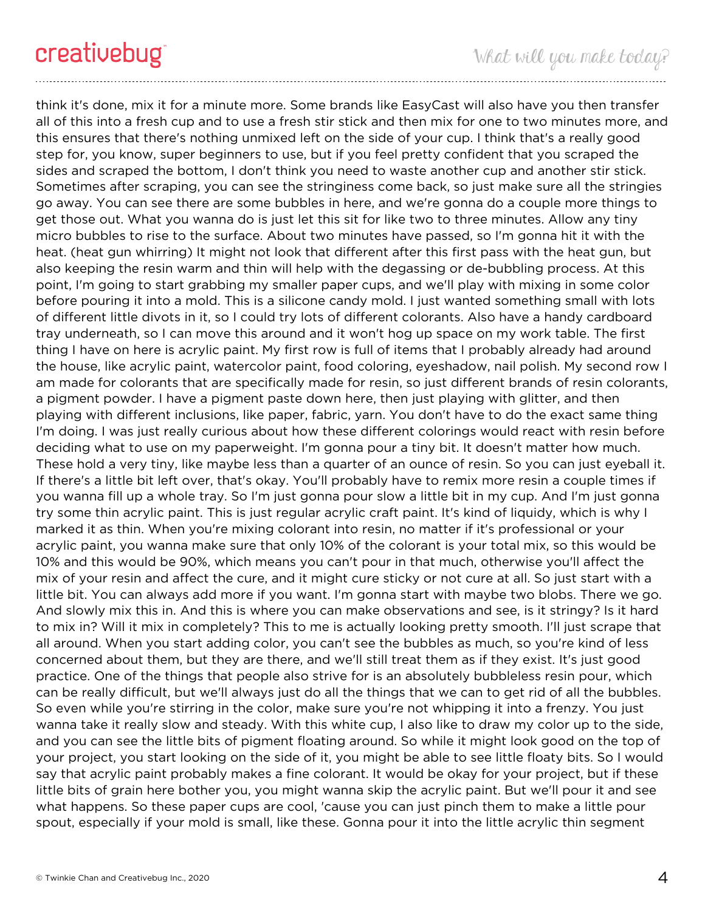think it's done, mix it for a minute more. Some brands like EasyCast will also have you then transfer all of this into a fresh cup and to use a fresh stir stick and then mix for one to two minutes more, and this ensures that there's nothing unmixed left on the side of your cup. I think that's a really good step for, you know, super beginners to use, but if you feel pretty confident that you scraped the sides and scraped the bottom, I don't think you need to waste another cup and another stir stick. Sometimes after scraping, you can see the stringiness come back, so just make sure all the stringies go away. You can see there are some bubbles in here, and we're gonna do a couple more things to get those out. What you wanna do is just let this sit for like two to three minutes. Allow any tiny micro bubbles to rise to the surface. About two minutes have passed, so I'm gonna hit it with the heat. (heat gun whirring) It might not look that different after this first pass with the heat gun, but also keeping the resin warm and thin will help with the degassing or de-bubbling process. At this point, I'm going to start grabbing my smaller paper cups, and we'll play with mixing in some color before pouring it into a mold. This is a silicone candy mold. I just wanted something small with lots of different little divots in it, so I could try lots of different colorants. Also have a handy cardboard tray underneath, so I can move this around and it won't hog up space on my work table. The first thing I have on here is acrylic paint. My first row is full of items that I probably already had around the house, like acrylic paint, watercolor paint, food coloring, eyeshadow, nail polish. My second row I am made for colorants that are specifically made for resin, so just different brands of resin colorants, a pigment powder. I have a pigment paste down here, then just playing with glitter, and then playing with different inclusions, like paper, fabric, yarn. You don't have to do the exact same thing I'm doing. I was just really curious about how these different colorings would react with resin before deciding what to use on my paperweight. I'm gonna pour a tiny bit. It doesn't matter how much. These hold a very tiny, like maybe less than a quarter of an ounce of resin. So you can just eyeball it. If there's a little bit left over, that's okay. You'll probably have to remix more resin a couple times if you wanna fill up a whole tray. So I'm just gonna pour slow a little bit in my cup. And I'm just gonna try some thin acrylic paint. This is just regular acrylic craft paint. It's kind of liquidy, which is why I marked it as thin. When you're mixing colorant into resin, no matter if it's professional or your acrylic paint, you wanna make sure that only 10% of the colorant is your total mix, so this would be 10% and this would be 90%, which means you can't pour in that much, otherwise you'll affect the mix of your resin and affect the cure, and it might cure sticky or not cure at all. So just start with a little bit. You can always add more if you want. I'm gonna start with maybe two blobs. There we go. And slowly mix this in. And this is where you can make observations and see, is it stringy? Is it hard to mix in? Will it mix in completely? This to me is actually looking pretty smooth. I'll just scrape that all around. When you start adding color, you can't see the bubbles as much, so you're kind of less concerned about them, but they are there, and we'll still treat them as if they exist. It's just good practice. One of the things that people also strive for is an absolutely bubbleless resin pour, which can be really difficult, but we'll always just do all the things that we can to get rid of all the bubbles. So even while you're stirring in the color, make sure you're not whipping it into a frenzy. You just wanna take it really slow and steady. With this white cup, I also like to draw my color up to the side, and you can see the little bits of pigment floating around. So while it might look good on the top of your project, you start looking on the side of it, you might be able to see little floaty bits. So I would say that acrylic paint probably makes a fine colorant. It would be okay for your project, but if these little bits of grain here bother you, you might wanna skip the acrylic paint. But we'll pour it and see what happens. So these paper cups are cool, 'cause you can just pinch them to make a little pour spout, especially if your mold is small, like these. Gonna pour it into the little acrylic thin segment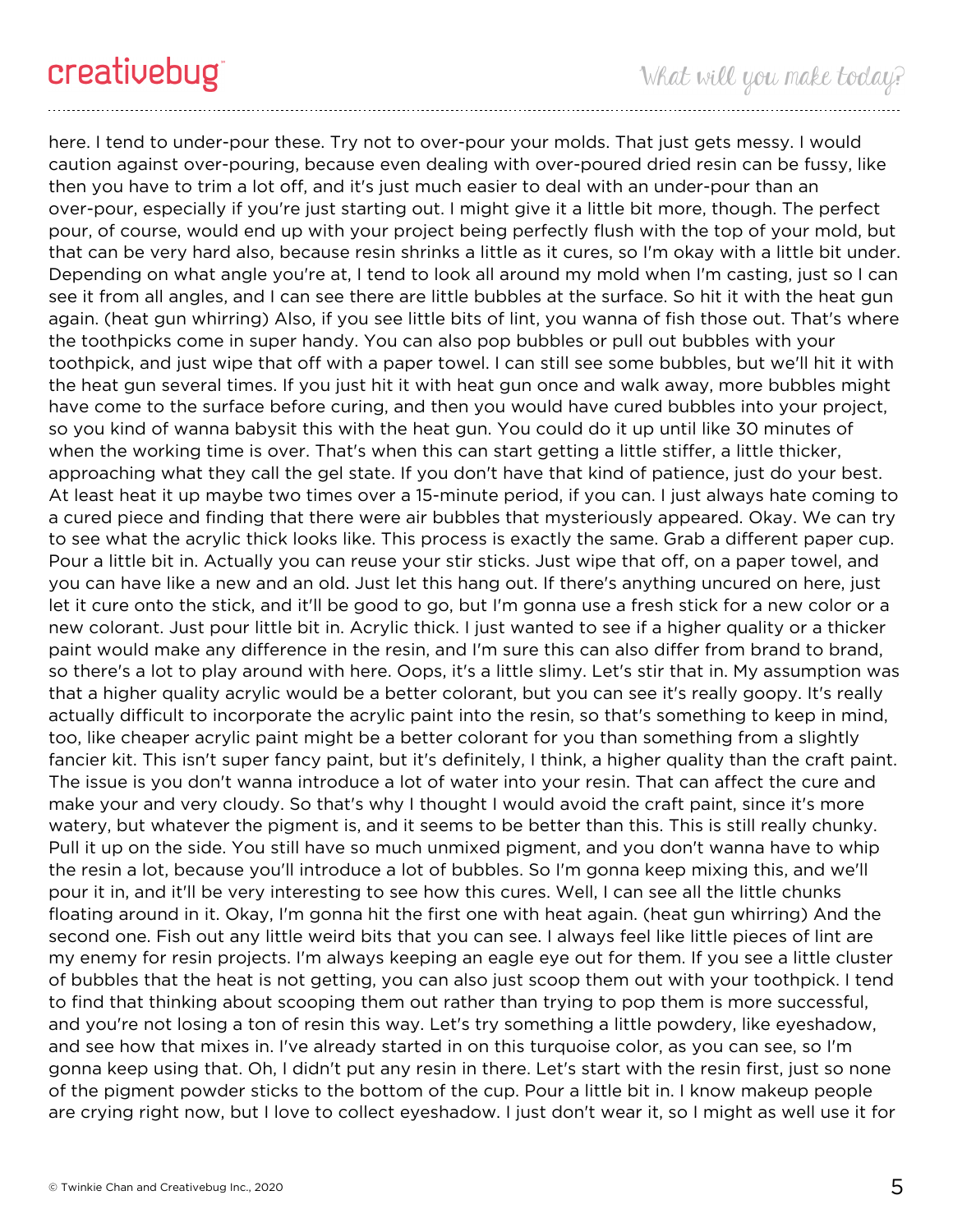here. I tend to under-pour these. Try not to over-pour your molds. That just gets messy. I would caution against over-pouring, because even dealing with over-poured dried resin can be fussy, like then you have to trim a lot off, and it's just much easier to deal with an under-pour than an over-pour, especially if you're just starting out. I might give it a little bit more, though. The perfect pour, of course, would end up with your project being perfectly flush with the top of your mold, but that can be very hard also, because resin shrinks a little as it cures, so I'm okay with a little bit under. Depending on what angle you're at, I tend to look all around my mold when I'm casting, just so I can see it from all angles, and I can see there are little bubbles at the surface. So hit it with the heat gun again. (heat gun whirring) Also, if you see little bits of lint, you wanna of fish those out. That's where the toothpicks come in super handy. You can also pop bubbles or pull out bubbles with your toothpick, and just wipe that off with a paper towel. I can still see some bubbles, but we'll hit it with the heat gun several times. If you just hit it with heat gun once and walk away, more bubbles might have come to the surface before curing, and then you would have cured bubbles into your project, so you kind of wanna babysit this with the heat gun. You could do it up until like 30 minutes of when the working time is over. That's when this can start getting a little stiffer, a little thicker, approaching what they call the gel state. If you don't have that kind of patience, just do your best. At least heat it up maybe two times over a 15-minute period, if you can. I just always hate coming to a cured piece and finding that there were air bubbles that mysteriously appeared. Okay. We can try to see what the acrylic thick looks like. This process is exactly the same. Grab a different paper cup. Pour a little bit in. Actually you can reuse your stir sticks. Just wipe that off, on a paper towel, and you can have like a new and an old. Just let this hang out. If there's anything uncured on here, just let it cure onto the stick, and it'll be good to go, but I'm gonna use a fresh stick for a new color or a new colorant. Just pour little bit in. Acrylic thick. I just wanted to see if a higher quality or a thicker paint would make any difference in the resin, and I'm sure this can also differ from brand to brand, so there's a lot to play around with here. Oops, it's a little slimy. Let's stir that in. My assumption was that a higher quality acrylic would be a better colorant, but you can see it's really goopy. It's really actually difficult to incorporate the acrylic paint into the resin, so that's something to keep in mind, too, like cheaper acrylic paint might be a better colorant for you than something from a slightly fancier kit. This isn't super fancy paint, but it's definitely, I think, a higher quality than the craft paint. The issue is you don't wanna introduce a lot of water into your resin. That can affect the cure and make your and very cloudy. So that's why I thought I would avoid the craft paint, since it's more watery, but whatever the pigment is, and it seems to be better than this. This is still really chunky. Pull it up on the side. You still have so much unmixed pigment, and you don't wanna have to whip the resin a lot, because you'll introduce a lot of bubbles. So I'm gonna keep mixing this, and we'll pour it in, and it'll be very interesting to see how this cures. Well, I can see all the little chunks floating around in it. Okay, I'm gonna hit the first one with heat again. (heat gun whirring) And the second one. Fish out any little weird bits that you can see. I always feel like little pieces of lint are my enemy for resin projects. I'm always keeping an eagle eye out for them. If you see a little cluster of bubbles that the heat is not getting, you can also just scoop them out with your toothpick. I tend to find that thinking about scooping them out rather than trying to pop them is more successful, and you're not losing a ton of resin this way. Let's try something a little powdery, like eyeshadow, and see how that mixes in. I've already started in on this turquoise color, as you can see, so I'm gonna keep using that. Oh, I didn't put any resin in there. Let's start with the resin first, just so none of the pigment powder sticks to the bottom of the cup. Pour a little bit in. I know makeup people are crying right now, but I love to collect eyeshadow. I just don't wear it, so I might as well use it for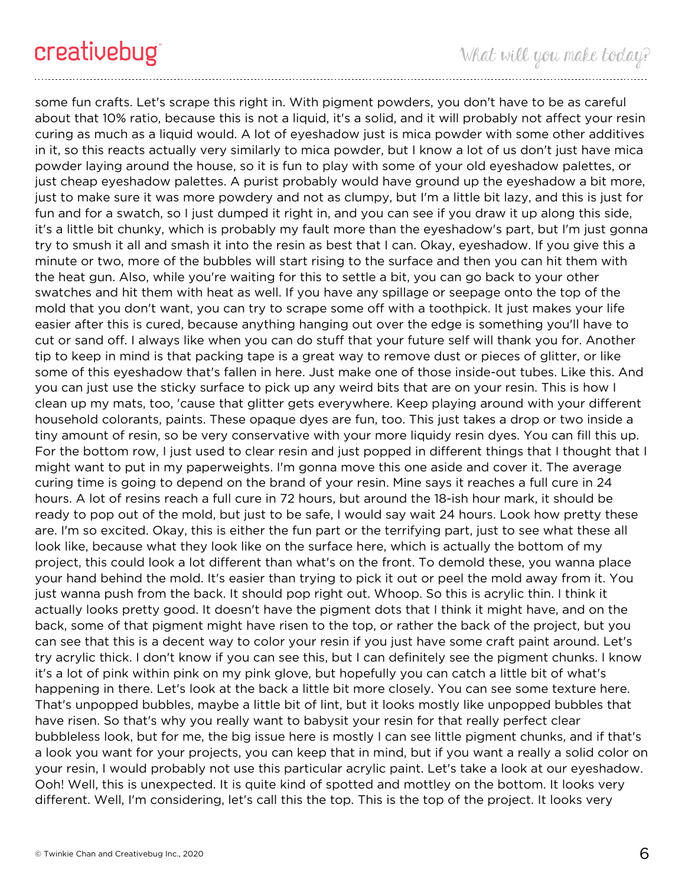some fun crafts. Let's scrape this right in. With pigment powders, you don't have to be as careful about that 10% ratio, because this is not a liquid, it's a solid, and it will probably not affect your resin curing as much as a liquid would. A lot of eyeshadow just is mica powder with some other additives in it, so this reacts actually very similarly to mica powder, but I know a lot of us don't just have mica powder laying around the house, so it is fun to play with some of your old eyeshadow palettes, or just cheap eyeshadow palettes. A purist probably would have ground up the eyeshadow a bit more, just to make sure it was more powdery and not as clumpy, but I'm a little bit lazy, and this is just for fun and for a swatch, so I just dumped it right in, and you can see if you draw it up along this side, it's a little bit chunky, which is probably my fault more than the eyeshadow's part, but I'm just gonna try to smush it all and smash it into the resin as best that I can. Okay, eyeshadow. If you give this a minute or two, more of the bubbles will start rising to the surface and then you can hit them with the heat gun. Also, while you're waiting for this to settle a bit, you can go back to your other swatches and hit them with heat as well. If you have any spillage or seepage onto the top of the mold that you don't want, you can try to scrape some off with a toothpick. It just makes your life easier after this is cured, because anything hanging out over the edge is something you'll have to cut or sand off. I always like when you can do stuff that your future self will thank you for. Another tip to keep in mind is that packing tape is a great way to remove dust or pieces of glitter, or like some of this eyeshadow that's fallen in here. Just make one of those inside-out tubes. Like this. And you can just use the sticky surface to pick up any weird bits that are on your resin. This is how I clean up my mats, too, 'cause that glitter gets everywhere. Keep playing around with your different household colorants, paints. These opaque dyes are fun, too. This just takes a drop or two inside a tiny amount of resin, so be very conservative with your more liquidy resin dyes. You can fill this up. For the bottom row, I just used to clear resin and just popped in different things that I thought that I might want to put in my paperweights. I'm gonna move this one aside and cover it. The average curing time is going to depend on the brand of your resin. Mine says it reaches a full cure in 24 hours. A lot of resins reach a full cure in 72 hours, but around the 18-ish hour mark, it should be ready to pop out of the mold, but just to be safe, I would say wait 24 hours. Look how pretty these are. I'm so excited. Okay, this is either the fun part or the terrifying part, just to see what these all look like, because what they look like on the surface here, which is actually the bottom of my project, this could look a lot different than what's on the front. To demold these, you wanna place your hand behind the mold. It's easier than trying to pick it out or peel the mold away from it. You just wanna push from the back. It should pop right out. Whoop. So this is acrylic thin. I think it actually looks pretty good. It doesn't have the pigment dots that I think it might have, and on the back, some of that pigment might have risen to the top, or rather the back of the project, but you can see that this is a decent way to color your resin if you just have some craft paint around. Let's try acrylic thick. I don't know if you can see this, but I can definitely see the pigment chunks. I know it's a lot of pink within pink on my pink glove, but hopefully you can catch a little bit of what's happening in there. Let's look at the back a little bit more closely. You can see some texture here. That's unpopped bubbles, maybe a little bit of lint, but it looks mostly like unpopped bubbles that have risen. So that's why you really want to babysit your resin for that really perfect clear bubbleless look, but for me, the big issue here is mostly I can see little pigment chunks, and if that's a look you want for your projects, you can keep that in mind, but if you want a really a solid color on your resin, I would probably not use this particular acrylic paint. Let's take a look at our eyeshadow. Ooh! Well, this is unexpected. It is quite kind of spotted and mottley on the bottom. It looks very different. Well, I'm considering, let's call this the top. This is the top of the project. It looks very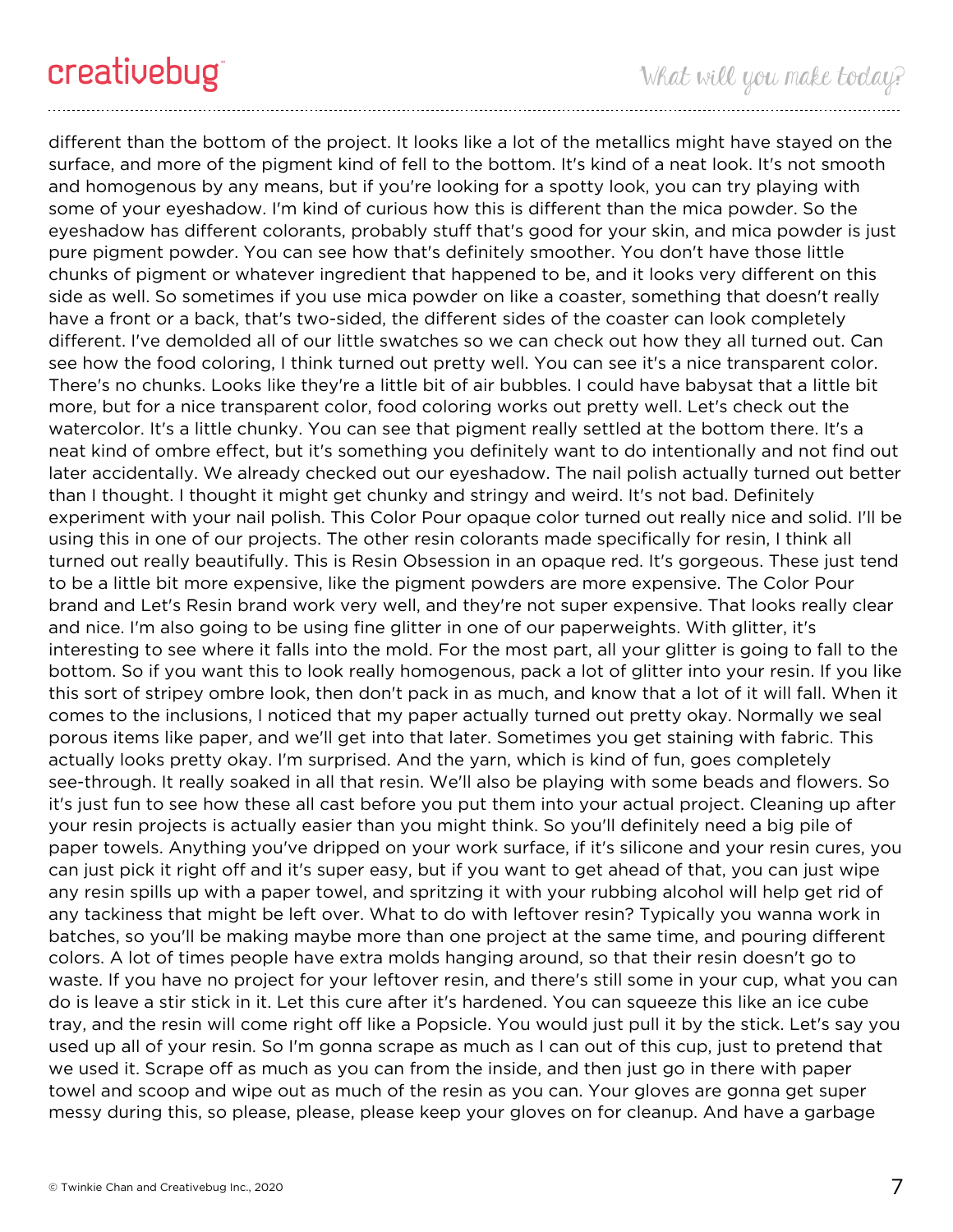different than the bottom of the project. It looks like a lot of the metallics might have stayed on the surface, and more of the pigment kind of fell to the bottom. It's kind of a neat look. It's not smooth and homogenous by any means, but if you're looking for a spotty look, you can try playing with some of your eyeshadow. I'm kind of curious how this is different than the mica powder. So the eyeshadow has different colorants, probably stuff that's good for your skin, and mica powder is just pure pigment powder. You can see how that's definitely smoother. You don't have those little chunks of pigment or whatever ingredient that happened to be, and it looks very different on this side as well. So sometimes if you use mica powder on like a coaster, something that doesn't really have a front or a back, that's two-sided, the different sides of the coaster can look completely different. I've demolded all of our little swatches so we can check out how they all turned out. Can see how the food coloring, I think turned out pretty well. You can see it's a nice transparent color. There's no chunks. Looks like they're a little bit of air bubbles. I could have babysat that a little bit more, but for a nice transparent color, food coloring works out pretty well. Let's check out the watercolor. It's a little chunky. You can see that pigment really settled at the bottom there. It's a neat kind of ombre effect, but it's something you definitely want to do intentionally and not find out later accidentally. We already checked out our eyeshadow. The nail polish actually turned out better than I thought. I thought it might get chunky and stringy and weird. It's not bad. Definitely experiment with your nail polish. This Color Pour opaque color turned out really nice and solid. I'll be using this in one of our projects. The other resin colorants made specifically for resin, I think all turned out really beautifully. This is Resin Obsession in an opaque red. It's gorgeous. These just tend to be a little bit more expensive, like the pigment powders are more expensive. The Color Pour brand and Let's Resin brand work very well, and they're not super expensive. That looks really clear and nice. I'm also going to be using fine glitter in one of our paperweights. With glitter, it's interesting to see where it falls into the mold. For the most part, all your glitter is going to fall to the bottom. So if you want this to look really homogenous, pack a lot of glitter into your resin. If you like this sort of stripey ombre look, then don't pack in as much, and know that a lot of it will fall. When it comes to the inclusions, I noticed that my paper actually turned out pretty okay. Normally we seal porous items like paper, and we'll get into that later. Sometimes you get staining with fabric. This actually looks pretty okay. I'm surprised. And the yarn, which is kind of fun, goes completely see-through. It really soaked in all that resin. We'll also be playing with some beads and flowers. So it's just fun to see how these all cast before you put them into your actual project. Cleaning up after your resin projects is actually easier than you might think. So you'll definitely need a big pile of paper towels. Anything you've dripped on your work surface, if it's silicone and your resin cures, you can just pick it right off and it's super easy, but if you want to get ahead of that, you can just wipe any resin spills up with a paper towel, and spritzing it with your rubbing alcohol will help get rid of any tackiness that might be left over. What to do with leftover resin? Typically you wanna work in batches, so you'll be making maybe more than one project at the same time, and pouring different colors. A lot of times people have extra molds hanging around, so that their resin doesn't go to waste. If you have no project for your leftover resin, and there's still some in your cup, what you can do is leave a stir stick in it. Let this cure after it's hardened. You can squeeze this like an ice cube tray, and the resin will come right off like a Popsicle. You would just pull it by the stick. Let's say you used up all of your resin. So I'm gonna scrape as much as I can out of this cup, just to pretend that we used it. Scrape off as much as you can from the inside, and then just go in there with paper towel and scoop and wipe out as much of the resin as you can. Your gloves are gonna get super messy during this, so please, please, please keep your gloves on for cleanup. And have a garbage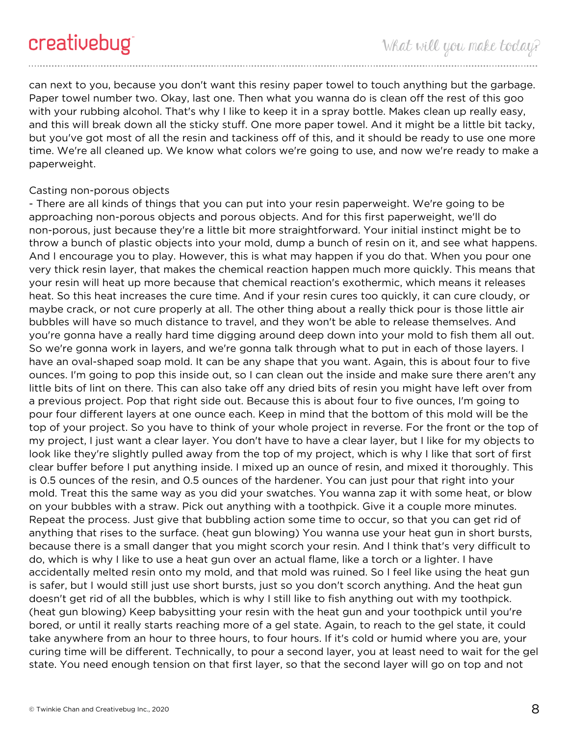can next to you, because you don't want this resiny paper towel to touch anything but the garbage. Paper towel number two. Okay, last one. Then what you wanna do is clean off the rest of this goo with your rubbing alcohol. That's why I like to keep it in a spray bottle. Makes clean up really easy, and this will break down all the sticky stuff. One more paper towel. And it might be a little bit tacky, but you've got most of all the resin and tackiness off of this, and it should be ready to use one more time. We're all cleaned up. We know what colors we're going to use, and now we're ready to make a paperweight.

## Casting non-porous objects

- There are all kinds of things that you can put into your resin paperweight. We're going to be approaching non-porous objects and porous objects. And for this first paperweight, we'll do non-porous, just because they're a little bit more straightforward. Your initial instinct might be to throw a bunch of plastic objects into your mold, dump a bunch of resin on it, and see what happens. And I encourage you to play. However, this is what may happen if you do that. When you pour one very thick resin layer, that makes the chemical reaction happen much more quickly. This means that your resin will heat up more because that chemical reaction's exothermic, which means it releases heat. So this heat increases the cure time. And if your resin cures too quickly, it can cure cloudy, or maybe crack, or not cure properly at all. The other thing about a really thick pour is those little air bubbles will have so much distance to travel, and they won't be able to release themselves. And you're gonna have a really hard time digging around deep down into your mold to fish them all out. So we're gonna work in layers, and we're gonna talk through what to put in each of those layers. I have an oval-shaped soap mold. It can be any shape that you want. Again, this is about four to five ounces. I'm going to pop this inside out, so I can clean out the inside and make sure there aren't any little bits of lint on there. This can also take off any dried bits of resin you might have left over from a previous project. Pop that right side out. Because this is about four to five ounces, I'm going to pour four different layers at one ounce each. Keep in mind that the bottom of this mold will be the top of your project. So you have to think of your whole project in reverse. For the front or the top of my project, I just want a clear layer. You don't have to have a clear layer, but I like for my objects to look like they're slightly pulled away from the top of my project, which is why I like that sort of first clear buffer before I put anything inside. I mixed up an ounce of resin, and mixed it thoroughly. This is 0.5 ounces of the resin, and 0.5 ounces of the hardener. You can just pour that right into your mold. Treat this the same way as you did your swatches. You wanna zap it with some heat, or blow on your bubbles with a straw. Pick out anything with a toothpick. Give it a couple more minutes. Repeat the process. Just give that bubbling action some time to occur, so that you can get rid of anything that rises to the surface. (heat gun blowing) You wanna use your heat gun in short bursts, because there is a small danger that you might scorch your resin. And I think that's very difficult to do, which is why I like to use a heat gun over an actual flame, like a torch or a lighter. I have accidentally melted resin onto my mold, and that mold was ruined. So I feel like using the heat gun is safer, but I would still just use short bursts, just so you don't scorch anything. And the heat gun doesn't get rid of all the bubbles, which is why I still like to fish anything out with my toothpick. (heat gun blowing) Keep babysitting your resin with the heat gun and your toothpick until you're bored, or until it really starts reaching more of a gel state. Again, to reach to the gel state, it could take anywhere from an hour to three hours, to four hours. If it's cold or humid where you are, your curing time will be different. Technically, to pour a second layer, you at least need to wait for the gel state. You need enough tension on that first layer, so that the second layer will go on top and not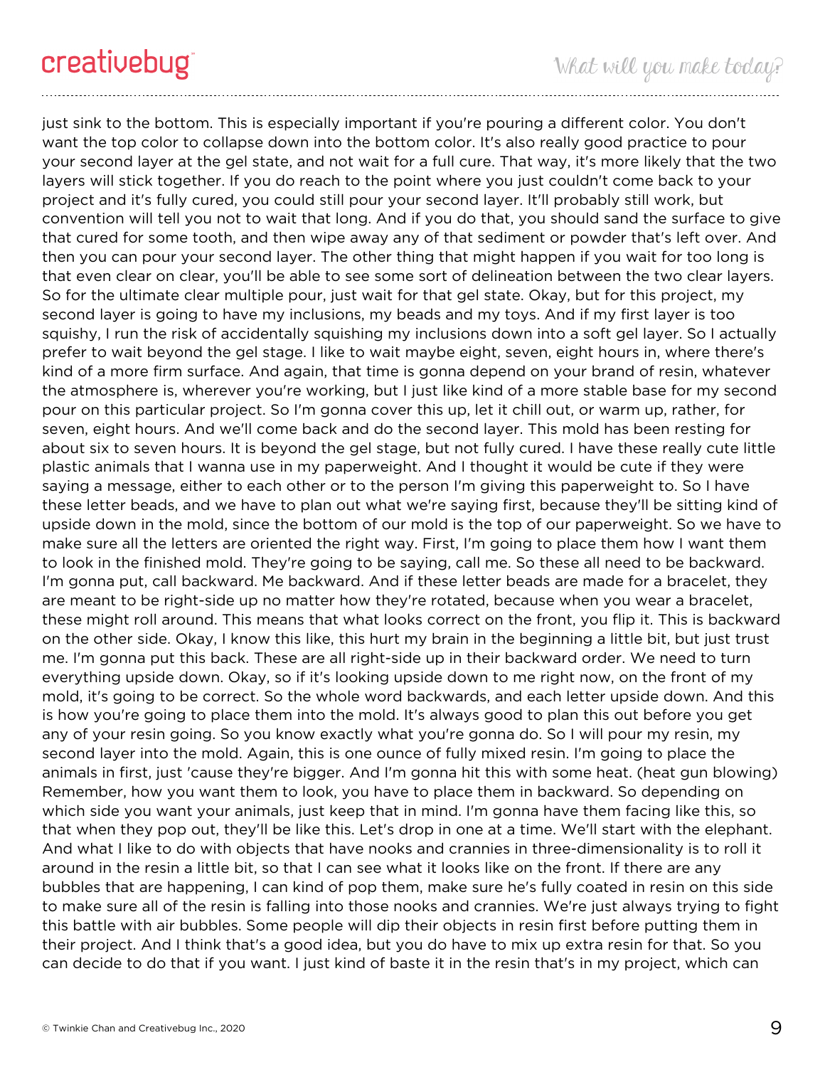just sink to the bottom. This is especially important if you're pouring a different color. You don't want the top color to collapse down into the bottom color. It's also really good practice to pour your second layer at the gel state, and not wait for a full cure. That way, it's more likely that the two layers will stick together. If you do reach to the point where you just couldn't come back to your project and it's fully cured, you could still pour your second layer. It'll probably still work, but convention will tell you not to wait that long. And if you do that, you should sand the surface to give that cured for some tooth, and then wipe away any of that sediment or powder that's left over. And then you can pour your second layer. The other thing that might happen if you wait for too long is that even clear on clear, you'll be able to see some sort of delineation between the two clear layers. So for the ultimate clear multiple pour, just wait for that gel state. Okay, but for this project, my second layer is going to have my inclusions, my beads and my toys. And if my first layer is too squishy, I run the risk of accidentally squishing my inclusions down into a soft gel layer. So I actually prefer to wait beyond the gel stage. I like to wait maybe eight, seven, eight hours in, where there's kind of a more firm surface. And again, that time is gonna depend on your brand of resin, whatever the atmosphere is, wherever you're working, but I just like kind of a more stable base for my second pour on this particular project. So I'm gonna cover this up, let it chill out, or warm up, rather, for seven, eight hours. And we'll come back and do the second layer. This mold has been resting for about six to seven hours. It is beyond the gel stage, but not fully cured. I have these really cute little plastic animals that I wanna use in my paperweight. And I thought it would be cute if they were saying a message, either to each other or to the person I'm giving this paperweight to. So I have these letter beads, and we have to plan out what we're saying first, because they'll be sitting kind of upside down in the mold, since the bottom of our mold is the top of our paperweight. So we have to make sure all the letters are oriented the right way. First, I'm going to place them how I want them to look in the finished mold. They're going to be saying, call me. So these all need to be backward. I'm gonna put, call backward. Me backward. And if these letter beads are made for a bracelet, they are meant to be right-side up no matter how they're rotated, because when you wear a bracelet, these might roll around. This means that what looks correct on the front, you flip it. This is backward on the other side. Okay, I know this like, this hurt my brain in the beginning a little bit, but just trust me. I'm gonna put this back. These are all right-side up in their backward order. We need to turn everything upside down. Okay, so if it's looking upside down to me right now, on the front of my mold, it's going to be correct. So the whole word backwards, and each letter upside down. And this is how you're going to place them into the mold. It's always good to plan this out before you get any of your resin going. So you know exactly what you're gonna do. So I will pour my resin, my second layer into the mold. Again, this is one ounce of fully mixed resin. I'm going to place the animals in first, just 'cause they're bigger. And I'm gonna hit this with some heat. (heat gun blowing) Remember, how you want them to look, you have to place them in backward. So depending on which side you want your animals, just keep that in mind. I'm gonna have them facing like this, so that when they pop out, they'll be like this. Let's drop in one at a time. We'll start with the elephant. And what I like to do with objects that have nooks and crannies in three-dimensionality is to roll it around in the resin a little bit, so that I can see what it looks like on the front. If there are any bubbles that are happening, I can kind of pop them, make sure he's fully coated in resin on this side to make sure all of the resin is falling into those nooks and crannies. We're just always trying to fight this battle with air bubbles. Some people will dip their objects in resin first before putting them in their project. And I think that's a good idea, but you do have to mix up extra resin for that. So you can decide to do that if you want. I just kind of baste it in the resin that's in my project, which can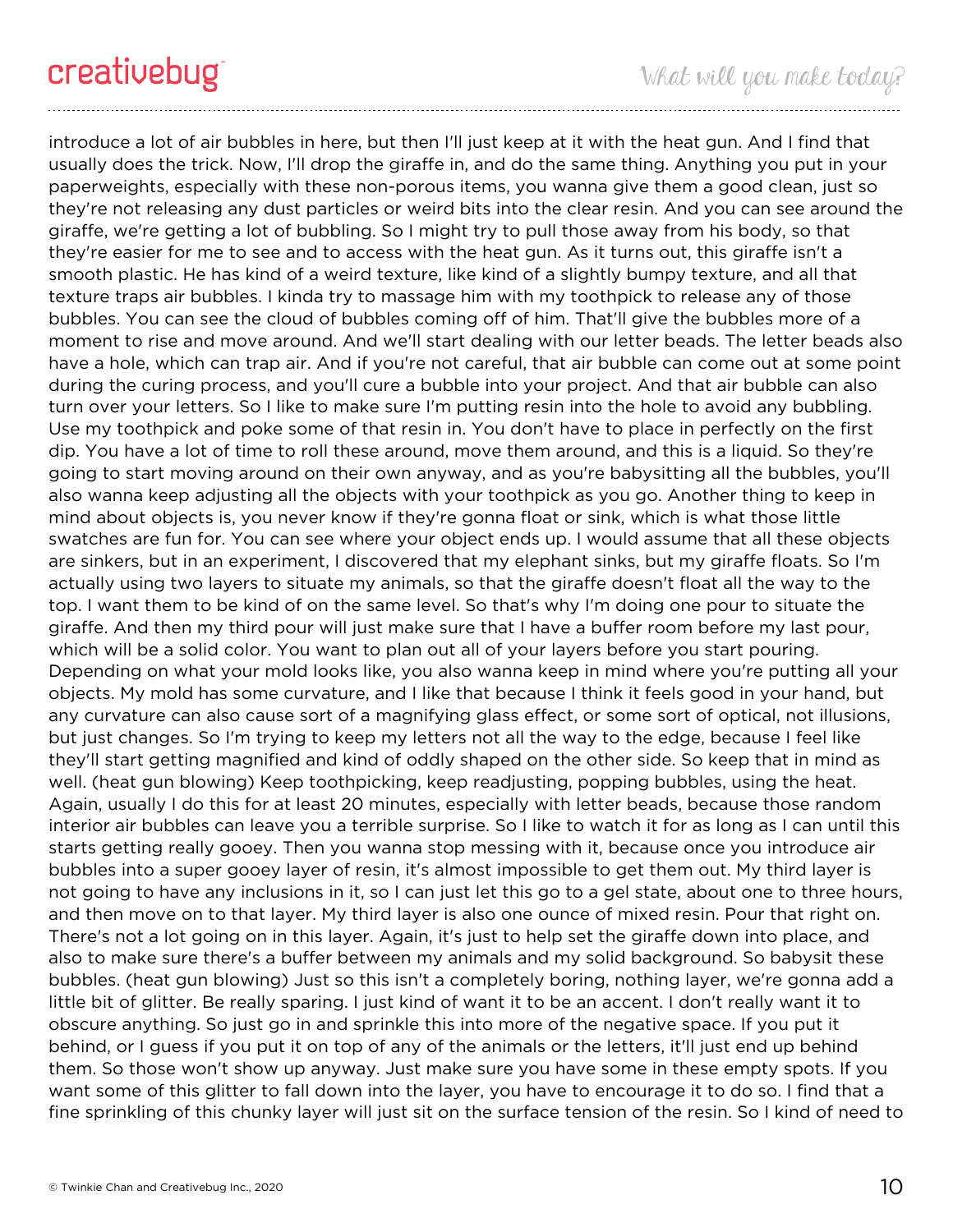introduce a lot of air bubbles in here, but then I'll just keep at it with the heat gun. And I find that usually does the trick. Now, I'll drop the giraffe in, and do the same thing. Anything you put in your paperweights, especially with these non-porous items, you wanna give them a good clean, just so they're not releasing any dust particles or weird bits into the clear resin. And you can see around the giraffe, we're getting a lot of bubbling. So I might try to pull those away from his body, so that they're easier for me to see and to access with the heat gun. As it turns out, this giraffe isn't a smooth plastic. He has kind of a weird texture, like kind of a slightly bumpy texture, and all that texture traps air bubbles. I kinda try to massage him with my toothpick to release any of those bubbles. You can see the cloud of bubbles coming off of him. That'll give the bubbles more of a moment to rise and move around. And we'll start dealing with our letter beads. The letter beads also have a hole, which can trap air. And if you're not careful, that air bubble can come out at some point during the curing process, and you'll cure a bubble into your project. And that air bubble can also turn over your letters. So I like to make sure I'm putting resin into the hole to avoid any bubbling. Use my toothpick and poke some of that resin in. You don't have to place in perfectly on the first dip. You have a lot of time to roll these around, move them around, and this is a liquid. So they're going to start moving around on their own anyway, and as you're babysitting all the bubbles, you'll also wanna keep adjusting all the objects with your toothpick as you go. Another thing to keep in mind about objects is, you never know if they're gonna float or sink, which is what those little swatches are fun for. You can see where your object ends up. I would assume that all these objects are sinkers, but in an experiment, I discovered that my elephant sinks, but my giraffe floats. So I'm actually using two layers to situate my animals, so that the giraffe doesn't float all the way to the top. I want them to be kind of on the same level. So that's why I'm doing one pour to situate the giraffe. And then my third pour will just make sure that I have a buffer room before my last pour, which will be a solid color. You want to plan out all of your layers before you start pouring. Depending on what your mold looks like, you also wanna keep in mind where you're putting all your objects. My mold has some curvature, and I like that because I think it feels good in your hand, but any curvature can also cause sort of a magnifying glass effect, or some sort of optical, not illusions, but just changes. So I'm trying to keep my letters not all the way to the edge, because I feel like they'll start getting magnified and kind of oddly shaped on the other side. So keep that in mind as well. (heat gun blowing) Keep toothpicking, keep readjusting, popping bubbles, using the heat. Again, usually I do this for at least 20 minutes, especially with letter beads, because those random interior air bubbles can leave you a terrible surprise. So I like to watch it for as long as I can until this starts getting really gooey. Then you wanna stop messing with it, because once you introduce air bubbles into a super gooey layer of resin, it's almost impossible to get them out. My third layer is not going to have any inclusions in it, so I can just let this go to a gel state, about one to three hours, and then move on to that layer. My third layer is also one ounce of mixed resin. Pour that right on. There's not a lot going on in this layer. Again, it's just to help set the giraffe down into place, and also to make sure there's a buffer between my animals and my solid background. So babysit these bubbles. (heat gun blowing) Just so this isn't a completely boring, nothing layer, we're gonna add a little bit of glitter. Be really sparing. I just kind of want it to be an accent. I don't really want it to obscure anything. So just go in and sprinkle this into more of the negative space. If you put it behind, or I guess if you put it on top of any of the animals or the letters, it'll just end up behind them. So those won't show up anyway. Just make sure you have some in these empty spots. If you want some of this glitter to fall down into the layer, you have to encourage it to do so. I find that a fine sprinkling of this chunky layer will just sit on the surface tension of the resin. So I kind of need to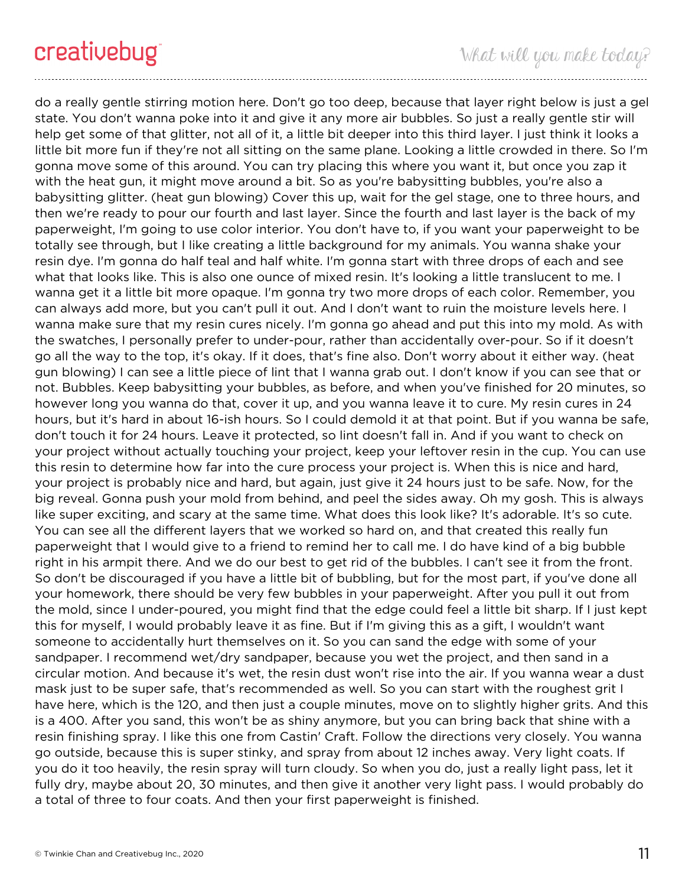do a really gentle stirring motion here. Don't go too deep, because that layer right below is just a gel state. You don't wanna poke into it and give it any more air bubbles. So just a really gentle stir will help get some of that glitter, not all of it, a little bit deeper into this third layer. I just think it looks a little bit more fun if they're not all sitting on the same plane. Looking a little crowded in there. So I'm gonna move some of this around. You can try placing this where you want it, but once you zap it with the heat gun, it might move around a bit. So as you're babysitting bubbles, you're also a babysitting glitter. (heat gun blowing) Cover this up, wait for the gel stage, one to three hours, and then we're ready to pour our fourth and last layer. Since the fourth and last layer is the back of my paperweight, I'm going to use color interior. You don't have to, if you want your paperweight to be totally see through, but I like creating a little background for my animals. You wanna shake your resin dye. I'm gonna do half teal and half white. I'm gonna start with three drops of each and see what that looks like. This is also one ounce of mixed resin. It's looking a little translucent to me. I wanna get it a little bit more opaque. I'm gonna try two more drops of each color. Remember, you can always add more, but you can't pull it out. And I don't want to ruin the moisture levels here. I wanna make sure that my resin cures nicely. I'm gonna go ahead and put this into my mold. As with the swatches, I personally prefer to under-pour, rather than accidentally over-pour. So if it doesn't go all the way to the top, it's okay. If it does, that's fine also. Don't worry about it either way. (heat gun blowing) I can see a little piece of lint that I wanna grab out. I don't know if you can see that or not. Bubbles. Keep babysitting your bubbles, as before, and when you've finished for 20 minutes, so however long you wanna do that, cover it up, and you wanna leave it to cure. My resin cures in 24 hours, but it's hard in about 16-ish hours. So I could demold it at that point. But if you wanna be safe, don't touch it for 24 hours. Leave it protected, so lint doesn't fall in. And if you want to check on your project without actually touching your project, keep your leftover resin in the cup. You can use this resin to determine how far into the cure process your project is. When this is nice and hard, your project is probably nice and hard, but again, just give it 24 hours just to be safe. Now, for the big reveal. Gonna push your mold from behind, and peel the sides away. Oh my gosh. This is always like super exciting, and scary at the same time. What does this look like? It's adorable. It's so cute. You can see all the different layers that we worked so hard on, and that created this really fun paperweight that I would give to a friend to remind her to call me. I do have kind of a big bubble right in his armpit there. And we do our best to get rid of the bubbles. I can't see it from the front. So don't be discouraged if you have a little bit of bubbling, but for the most part, if you've done all your homework, there should be very few bubbles in your paperweight. After you pull it out from the mold, since I under-poured, you might find that the edge could feel a little bit sharp. If I just kept this for myself, I would probably leave it as fine. But if I'm giving this as a gift, I wouldn't want someone to accidentally hurt themselves on it. So you can sand the edge with some of your sandpaper. I recommend wet/dry sandpaper, because you wet the project, and then sand in a circular motion. And because it's wet, the resin dust won't rise into the air. If you wanna wear a dust mask just to be super safe, that's recommended as well. So you can start with the roughest grit I have here, which is the 120, and then just a couple minutes, move on to slightly higher grits. And this is a 400. After you sand, this won't be as shiny anymore, but you can bring back that shine with a resin finishing spray. I like this one from Castin' Craft. Follow the directions very closely. You wanna go outside, because this is super stinky, and spray from about 12 inches away. Very light coats. If you do it too heavily, the resin spray will turn cloudy. So when you do, just a really light pass, let it fully dry, maybe about 20, 30 minutes, and then give it another very light pass. I would probably do a total of three to four coats. And then your first paperweight is finished.

© Twinkie Chan and Creativebug Inc., 2020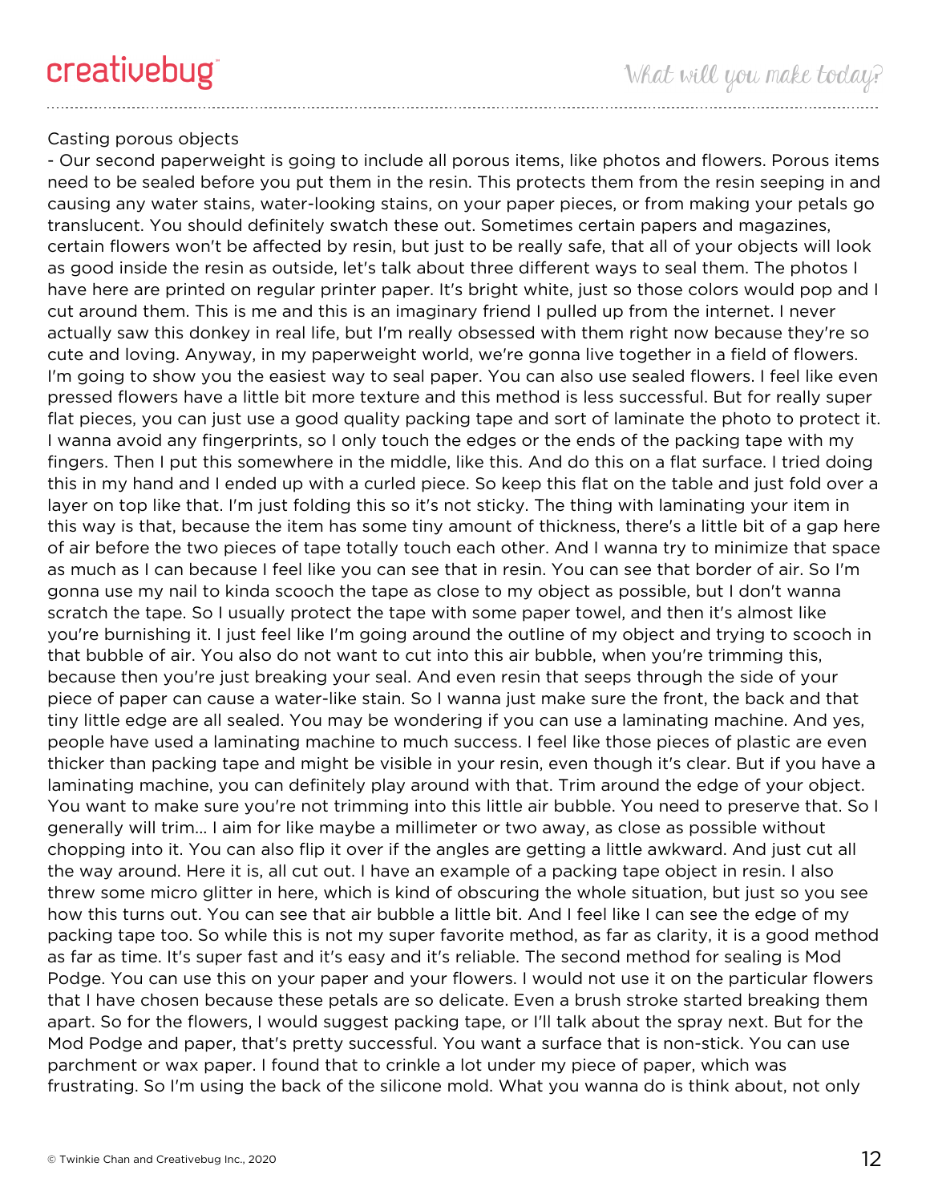Casting porous objects

- Our second paperweight is going to include all porous items, like photos and flowers. Porous items need to be sealed before you put them in the resin. This protects them from the resin seeping in and causing any water stains, water-looking stains, on your paper pieces, or from making your petals go translucent. You should definitely swatch these out. Sometimes certain papers and magazines, certain flowers won't be affected by resin, but just to be really safe, that all of your objects will look as good inside the resin as outside, let's talk about three different ways to seal them. The photos I have here are printed on regular printer paper. It's bright white, just so those colors would pop and I cut around them. This is me and this is an imaginary friend I pulled up from the internet. I never actually saw this donkey in real life, but I'm really obsessed with them right now because they're so cute and loving. Anyway, in my paperweight world, we're gonna live together in a field of flowers. I'm going to show you the easiest way to seal paper. You can also use sealed flowers. I feel like even pressed flowers have a little bit more texture and this method is less successful. But for really super flat pieces, you can just use a good quality packing tape and sort of laminate the photo to protect it. I wanna avoid any fingerprints, so I only touch the edges or the ends of the packing tape with my fingers. Then I put this somewhere in the middle, like this. And do this on a flat surface. I tried doing this in my hand and I ended up with a curled piece. So keep this flat on the table and just fold over a layer on top like that. I'm just folding this so it's not sticky. The thing with laminating your item in this way is that, because the item has some tiny amount of thickness, there's a little bit of a gap here of air before the two pieces of tape totally touch each other. And I wanna try to minimize that space as much as I can because I feel like you can see that in resin. You can see that border of air. So I'm gonna use my nail to kinda scooch the tape as close to my object as possible, but I don't wanna scratch the tape. So I usually protect the tape with some paper towel, and then it's almost like you're burnishing it. I just feel like I'm going around the outline of my object and trying to scooch in that bubble of air. You also do not want to cut into this air bubble, when you're trimming this, because then you're just breaking your seal. And even resin that seeps through the side of your piece of paper can cause a water-like stain. So I wanna just make sure the front, the back and that tiny little edge are all sealed. You may be wondering if you can use a laminating machine. And yes, people have used a laminating machine to much success. I feel like those pieces of plastic are even thicker than packing tape and might be visible in your resin, even though it's clear. But if you have a laminating machine, you can definitely play around with that. Trim around the edge of your object. You want to make sure you're not trimming into this little air bubble. You need to preserve that. So I generally will trim... I aim for like maybe a millimeter or two away, as close as possible without chopping into it. You can also flip it over if the angles are getting a little awkward. And just cut all the way around. Here it is, all cut out. I have an example of a packing tape object in resin. I also threw some micro glitter in here, which is kind of obscuring the whole situation, but just so you see how this turns out. You can see that air bubble a little bit. And I feel like I can see the edge of my packing tape too. So while this is not my super favorite method, as far as clarity, it is a good method as far as time. It's super fast and it's easy and it's reliable. The second method for sealing is Mod Podge. You can use this on your paper and your flowers. I would not use it on the particular flowers that I have chosen because these petals are so delicate. Even a brush stroke started breaking them apart. So for the flowers, I would suggest packing tape, or I'll talk about the spray next. But for the Mod Podge and paper, that's pretty successful. You want a surface that is non-stick. You can use parchment or wax paper. I found that to crinkle a lot under my piece of paper, which was frustrating. So I'm using the back of the silicone mold. What you wanna do is think about, not only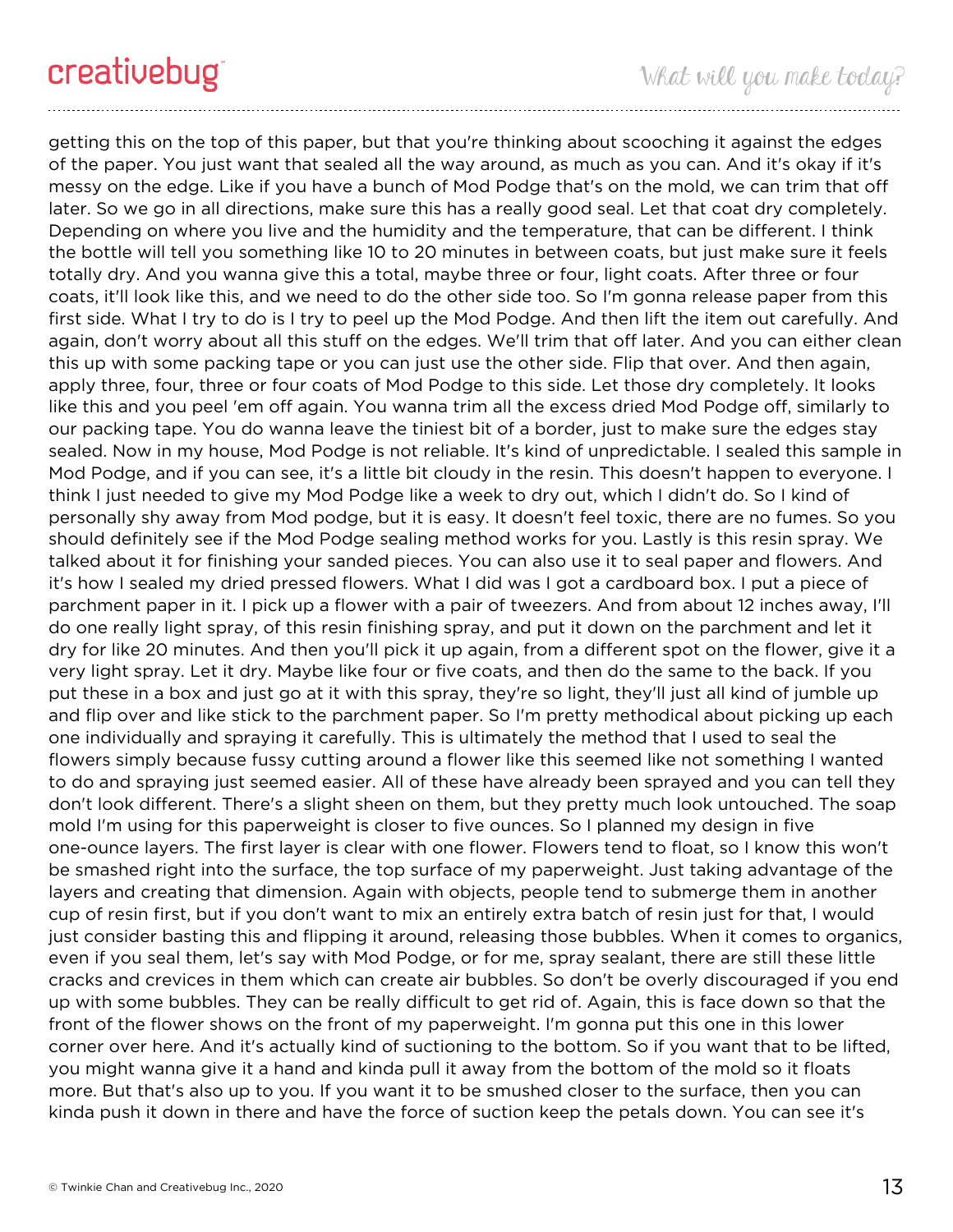getting this on the top of this paper, but that you're thinking about scooching it against the edges of the paper. You just want that sealed all the way around, as much as you can. And it's okay if it's messy on the edge. Like if you have a bunch of Mod Podge that's on the mold, we can trim that off later. So we go in all directions, make sure this has a really good seal. Let that coat dry completely. Depending on where you live and the humidity and the temperature, that can be different. I think the bottle will tell you something like 10 to 20 minutes in between coats, but just make sure it feels totally dry. And you wanna give this a total, maybe three or four, light coats. After three or four coats, it'll look like this, and we need to do the other side too. So I'm gonna release paper from this first side. What I try to do is I try to peel up the Mod Podge. And then lift the item out carefully. And again, don't worry about all this stuff on the edges. We'll trim that off later. And you can either clean this up with some packing tape or you can just use the other side. Flip that over. And then again, apply three, four, three or four coats of Mod Podge to this side. Let those dry completely. It looks like this and you peel 'em off again. You wanna trim all the excess dried Mod Podge off, similarly to our packing tape. You do wanna leave the tiniest bit of a border, just to make sure the edges stay sealed. Now in my house, Mod Podge is not reliable. It's kind of unpredictable. I sealed this sample in Mod Podge, and if you can see, it's a little bit cloudy in the resin. This doesn't happen to everyone. I think I just needed to give my Mod Podge like a week to dry out, which I didn't do. So I kind of personally shy away from Mod podge, but it is easy. It doesn't feel toxic, there are no fumes. So you should definitely see if the Mod Podge sealing method works for you. Lastly is this resin spray. We talked about it for finishing your sanded pieces. You can also use it to seal paper and flowers. And it's how I sealed my dried pressed flowers. What I did was I got a cardboard box. I put a piece of parchment paper in it. I pick up a flower with a pair of tweezers. And from about 12 inches away, I'll do one really light spray, of this resin finishing spray, and put it down on the parchment and let it dry for like 20 minutes. And then you'll pick it up again, from a different spot on the flower, give it a very light spray. Let it dry. Maybe like four or five coats, and then do the same to the back. If you put these in a box and just go at it with this spray, they're so light, they'll just all kind of jumble up and flip over and like stick to the parchment paper. So I'm pretty methodical about picking up each one individually and spraying it carefully. This is ultimately the method that I used to seal the flowers simply because fussy cutting around a flower like this seemed like not something I wanted to do and spraying just seemed easier. All of these have already been sprayed and you can tell they don't look different. There's a slight sheen on them, but they pretty much look untouched. The soap mold I'm using for this paperweight is closer to five ounces. So I planned my design in five one-ounce layers. The first layer is clear with one flower. Flowers tend to float, so I know this won't be smashed right into the surface, the top surface of my paperweight. Just taking advantage of the layers and creating that dimension. Again with objects, people tend to submerge them in another cup of resin first, but if you don't want to mix an entirely extra batch of resin just for that, I would just consider basting this and flipping it around, releasing those bubbles. When it comes to organics, even if you seal them, let's say with Mod Podge, or for me, spray sealant, there are still these little cracks and crevices in them which can create air bubbles. So don't be overly discouraged if you end up with some bubbles. They can be really difficult to get rid of. Again, this is face down so that the front of the flower shows on the front of my paperweight. I'm gonna put this one in this lower corner over here. And it's actually kind of suctioning to the bottom. So if you want that to be lifted, you might wanna give it a hand and kinda pull it away from the bottom of the mold so it floats more. But that's also up to you. If you want it to be smushed closer to the surface, then you can kinda push it down in there and have the force of suction keep the petals down. You can see it's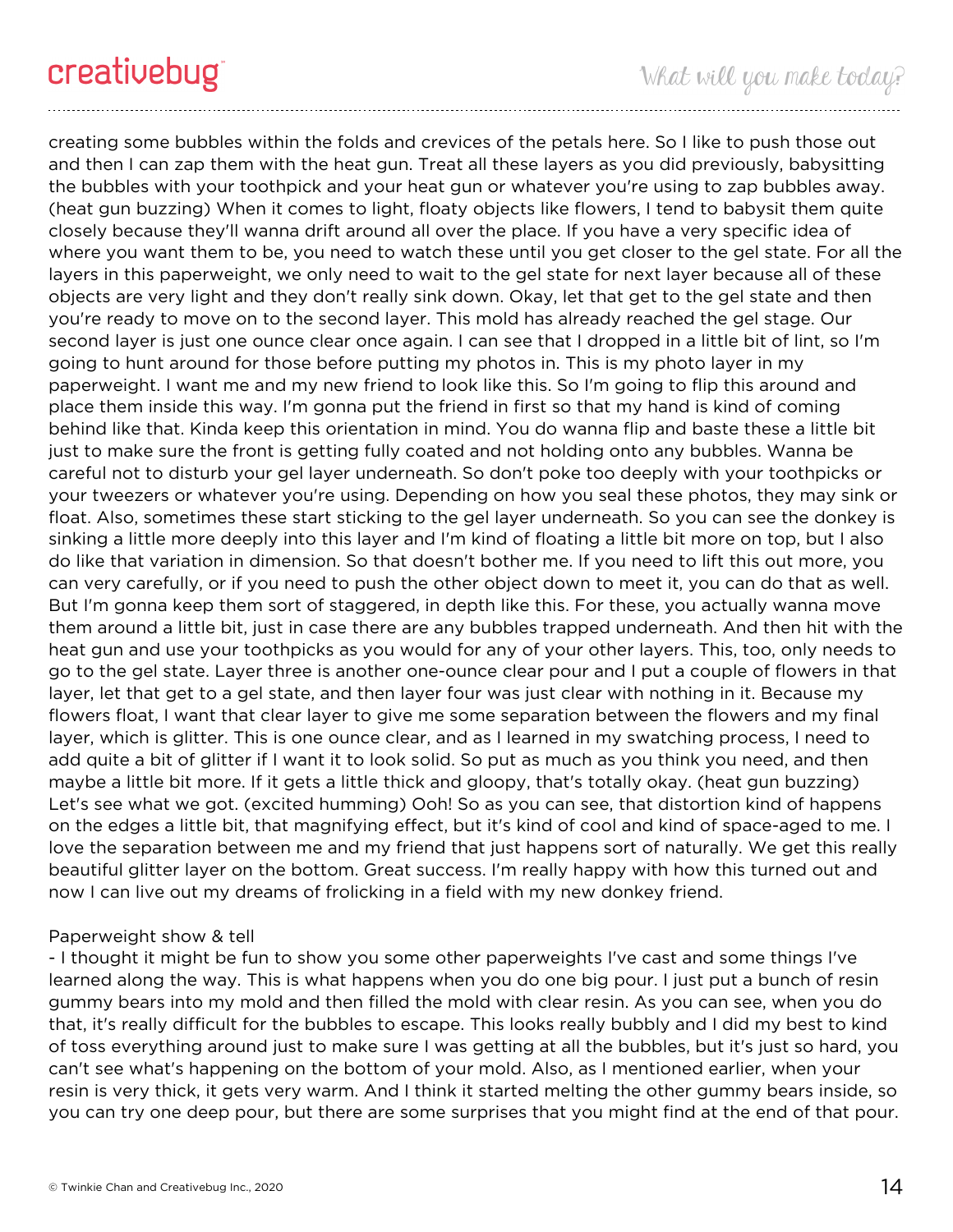creating some bubbles within the folds and crevices of the petals here. So I like to push those out and then I can zap them with the heat gun. Treat all these layers as you did previously, babysitting the bubbles with your toothpick and your heat gun or whatever you're using to zap bubbles away. (heat gun buzzing) When it comes to light, floaty objects like flowers, I tend to babysit them quite closely because they'll wanna drift around all over the place. If you have a very specific idea of where you want them to be, you need to watch these until you get closer to the gel state. For all the layers in this paperweight, we only need to wait to the gel state for next layer because all of these objects are very light and they don't really sink down. Okay, let that get to the gel state and then you're ready to move on to the second layer. This mold has already reached the gel stage. Our second layer is just one ounce clear once again. I can see that I dropped in a little bit of lint, so I'm going to hunt around for those before putting my photos in. This is my photo layer in my paperweight. I want me and my new friend to look like this. So I'm going to flip this around and place them inside this way. I'm gonna put the friend in first so that my hand is kind of coming behind like that. Kinda keep this orientation in mind. You do wanna flip and baste these a little bit just to make sure the front is getting fully coated and not holding onto any bubbles. Wanna be careful not to disturb your gel layer underneath. So don't poke too deeply with your toothpicks or your tweezers or whatever you're using. Depending on how you seal these photos, they may sink or float. Also, sometimes these start sticking to the gel layer underneath. So you can see the donkey is sinking a little more deeply into this layer and I'm kind of floating a little bit more on top, but I also do like that variation in dimension. So that doesn't bother me. If you need to lift this out more, you can very carefully, or if you need to push the other object down to meet it, you can do that as well. But I'm gonna keep them sort of staggered, in depth like this. For these, you actually wanna move them around a little bit, just in case there are any bubbles trapped underneath. And then hit with the heat gun and use your toothpicks as you would for any of your other layers. This, too, only needs to go to the gel state. Layer three is another one-ounce clear pour and I put a couple of flowers in that layer, let that get to a gel state, and then layer four was just clear with nothing in it. Because my flowers float, I want that clear layer to give me some separation between the flowers and my final layer, which is glitter. This is one ounce clear, and as I learned in my swatching process, I need to add quite a bit of glitter if I want it to look solid. So put as much as you think you need, and then maybe a little bit more. If it gets a little thick and gloopy, that's totally okay. (heat gun buzzing) Let's see what we got. (excited humming) Ooh! So as you can see, that distortion kind of happens on the edges a little bit, that magnifying effect, but it's kind of cool and kind of space-aged to me. I love the separation between me and my friend that just happens sort of naturally. We get this really beautiful glitter layer on the bottom. Great success. I'm really happy with how this turned out and now I can live out my dreams of frolicking in a field with my new donkey friend.

Paperweight show & tell

- I thought it might be fun to show you some other paperweights I've cast and some things I've learned along the way. This is what happens when you do one big pour. I just put a bunch of resin gummy bears into my mold and then filled the mold with clear resin. As you can see, when you do that, it's really difficult for the bubbles to escape. This looks really bubbly and I did my best to kind of toss everything around just to make sure I was getting at all the bubbles, but it's just so hard, you can't see what's happening on the bottom of your mold. Also, as I mentioned earlier, when your resin is very thick, it gets very warm. And I think it started melting the other gummy bears inside, so you can try one deep pour, but there are some surprises that you might find at the end of that pour.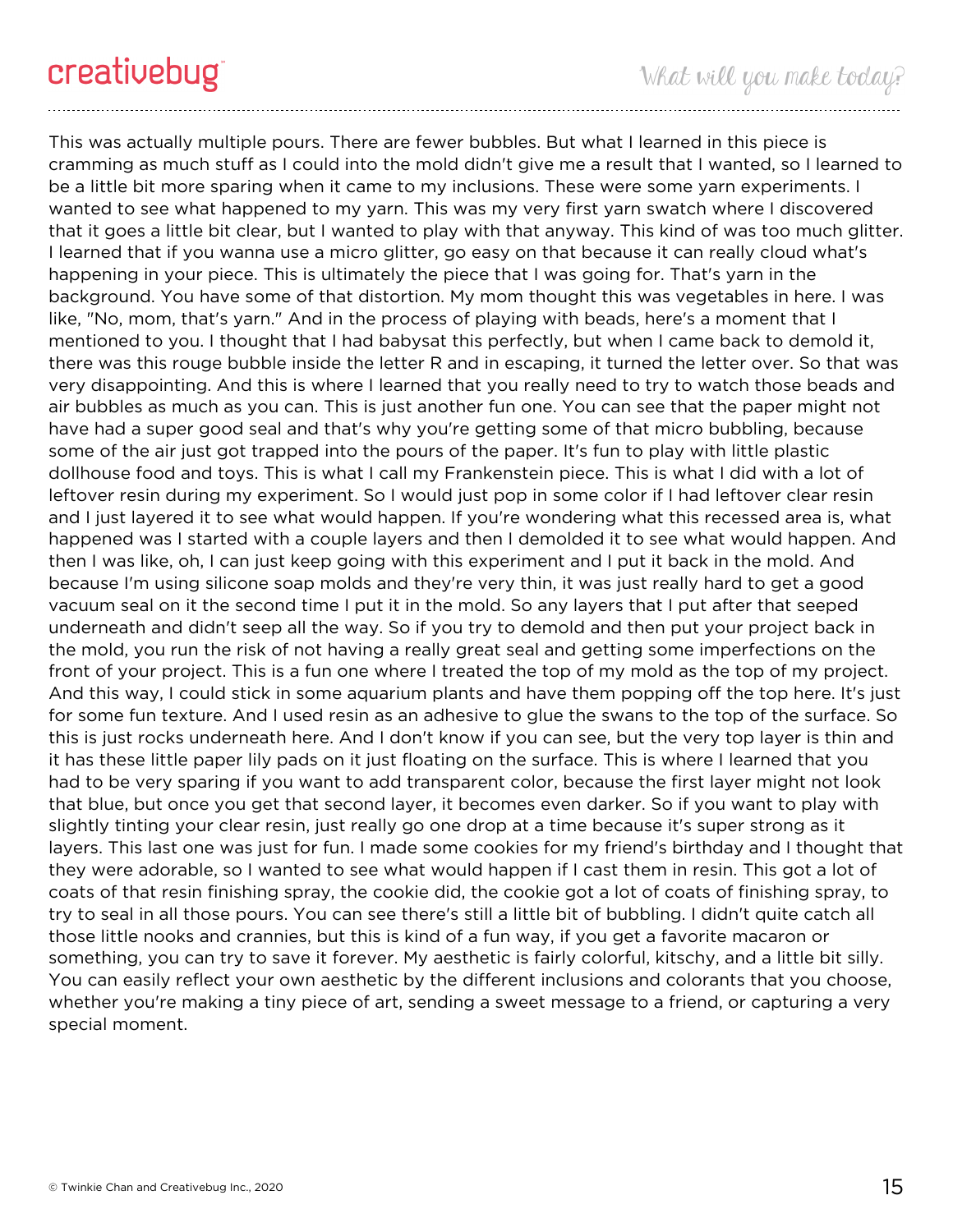This was actually multiple pours. There are fewer bubbles. But what I learned in this piece is cramming as much stuff as I could into the mold didn't give me a result that I wanted, so I learned to be a little bit more sparing when it came to my inclusions. These were some yarn experiments. I wanted to see what happened to my yarn. This was my very first yarn swatch where I discovered that it goes a little bit clear, but I wanted to play with that anyway. This kind of was too much glitter. I learned that if you wanna use a micro glitter, go easy on that because it can really cloud what's happening in your piece. This is ultimately the piece that I was going for. That's yarn in the background. You have some of that distortion. My mom thought this was vegetables in here. I was like, "No, mom, that's yarn." And in the process of playing with beads, here's a moment that I mentioned to you. I thought that I had babysat this perfectly, but when I came back to demold it, there was this rouge bubble inside the letter R and in escaping, it turned the letter over. So that was very disappointing. And this is where I learned that you really need to try to watch those beads and air bubbles as much as you can. This is just another fun one. You can see that the paper might not have had a super good seal and that's why you're getting some of that micro bubbling, because some of the air just got trapped into the pours of the paper. It's fun to play with little plastic dollhouse food and toys. This is what I call my Frankenstein piece. This is what I did with a lot of leftover resin during my experiment. So I would just pop in some color if I had leftover clear resin and I just layered it to see what would happen. If you're wondering what this recessed area is, what happened was I started with a couple layers and then I demolded it to see what would happen. And then I was like, oh, I can just keep going with this experiment and I put it back in the mold. And because I'm using silicone soap molds and they're very thin, it was just really hard to get a good vacuum seal on it the second time I put it in the mold. So any layers that I put after that seeped underneath and didn't seep all the way. So if you try to demold and then put your project back in the mold, you run the risk of not having a really great seal and getting some imperfections on the front of your project. This is a fun one where I treated the top of my mold as the top of my project. And this way, I could stick in some aquarium plants and have them popping off the top here. It's just for some fun texture. And I used resin as an adhesive to glue the swans to the top of the surface. So this is just rocks underneath here. And I don't know if you can see, but the very top layer is thin and it has these little paper lily pads on it just floating on the surface. This is where I learned that you had to be very sparing if you want to add transparent color, because the first layer might not look that blue, but once you get that second layer, it becomes even darker. So if you want to play with slightly tinting your clear resin, just really go one drop at a time because it's super strong as it layers. This last one was just for fun. I made some cookies for my friend's birthday and I thought that they were adorable, so I wanted to see what would happen if I cast them in resin. This got a lot of coats of that resin finishing spray, the cookie did, the cookie got a lot of coats of finishing spray, to try to seal in all those pours. You can see there's still a little bit of bubbling. I didn't quite catch all those little nooks and crannies, but this is kind of a fun way, if you get a favorite macaron or something, you can try to save it forever. My aesthetic is fairly colorful, kitschy, and a little bit silly. You can easily reflect your own aesthetic by the different inclusions and colorants that you choose, whether you're making a tiny piece of art, sending a sweet message to a friend, or capturing a very special moment.